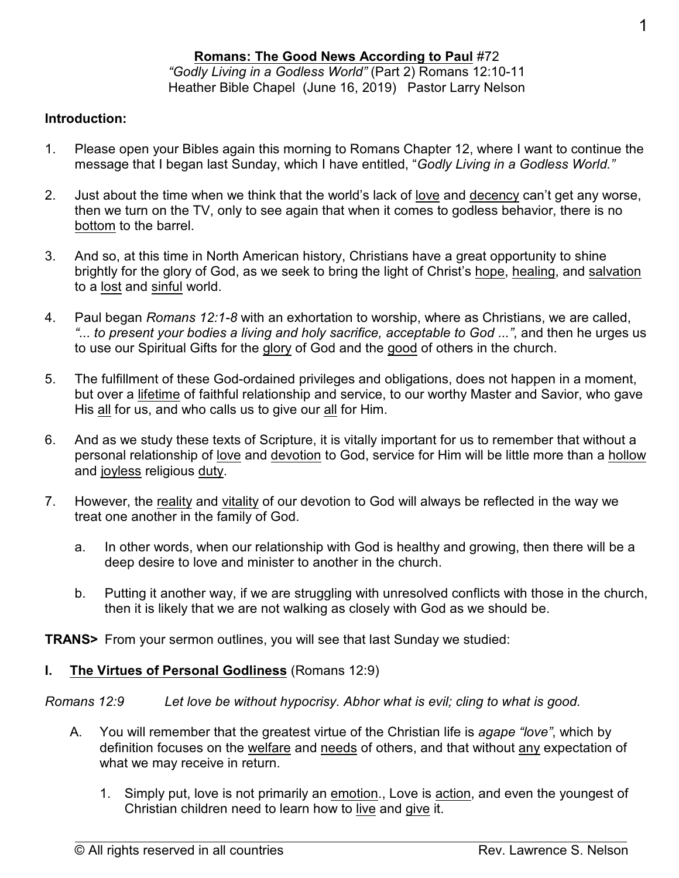**Romans: The Good News According to Paul** #72

*"Godly Living in a Godless World"* (Part 2) Romans 12:10-11

Heather Bible Chapel (June 16, 2019) Pastor Larry Nelson

**Introduction:**

1. Please open your Bibles again this morning to Romans Chapter 12, where I want to continue the message that I began last Sunday, which I have entitled, "*Godly Living in a Godless World.*"

2. Just about the time when we think that the world's lack of love and decency can't get any worse, then we turn on the TV, only to see again that when it comes to godless behavior, there is no bottom to the barrel.

3. And so, at this time in North American history, Christians have a great opportunity to shine brightly for the glory of God, as we seek to bring the light of Christ's hope, healing, and salvation to a lost and sinful world.

4. Paul began *Romans 12:1-8* with an exhortation to worship, where as Christians, we are called, *"... to present your bodies a living and holy sacrifice, acceptable to God ..."*, and then he urges us to use our Spiritual Gifts for the glory of God and the good of others in the church.

5. The fulfillment of these God-ordained privileges and obligations, does not happen in a moment, but over a lifetime of faithful relationship and service, to our worthy Master and Savior, who gave His all for us, and who calls us to give our all for Him.

6. And as we study these texts of Scripture, it is vitally important for us to remember that without a personal relationship of love and devotion to God, service for Him will be little more than a hollow and joyless religious duty.

7. However, the reality and vitality of our devotion to God will always be reflected in the way we treat one another in the family of God.

   a. In other words, when our relationship with God is healthy and growing, then there will be a deep desire to love and minister to another in the church.

   b. Putting it another way, if we are struggling with unresolved conflicts with those in the church, then it is likely that we are not walking as closely with God as we should be.

**TRANS>** From your sermon outlines, you will see that last Sunday we studied:

**I. The Virtues of Personal Godliness** (Romans 12:9)

*Romans 12:9 Let love be without hypocrisy. Abhor what is evil; cling to what is good.*

A. You will remember that the greatest virtue of the Christian life is *agape "love"*, which by definition focuses on the welfare and needs of others, and that without any expectation of what we may receive in return.

   1. Simply put, love is not primarily an emotion., Love is action, and even the youngest of Christian children need to learn how to live and give it.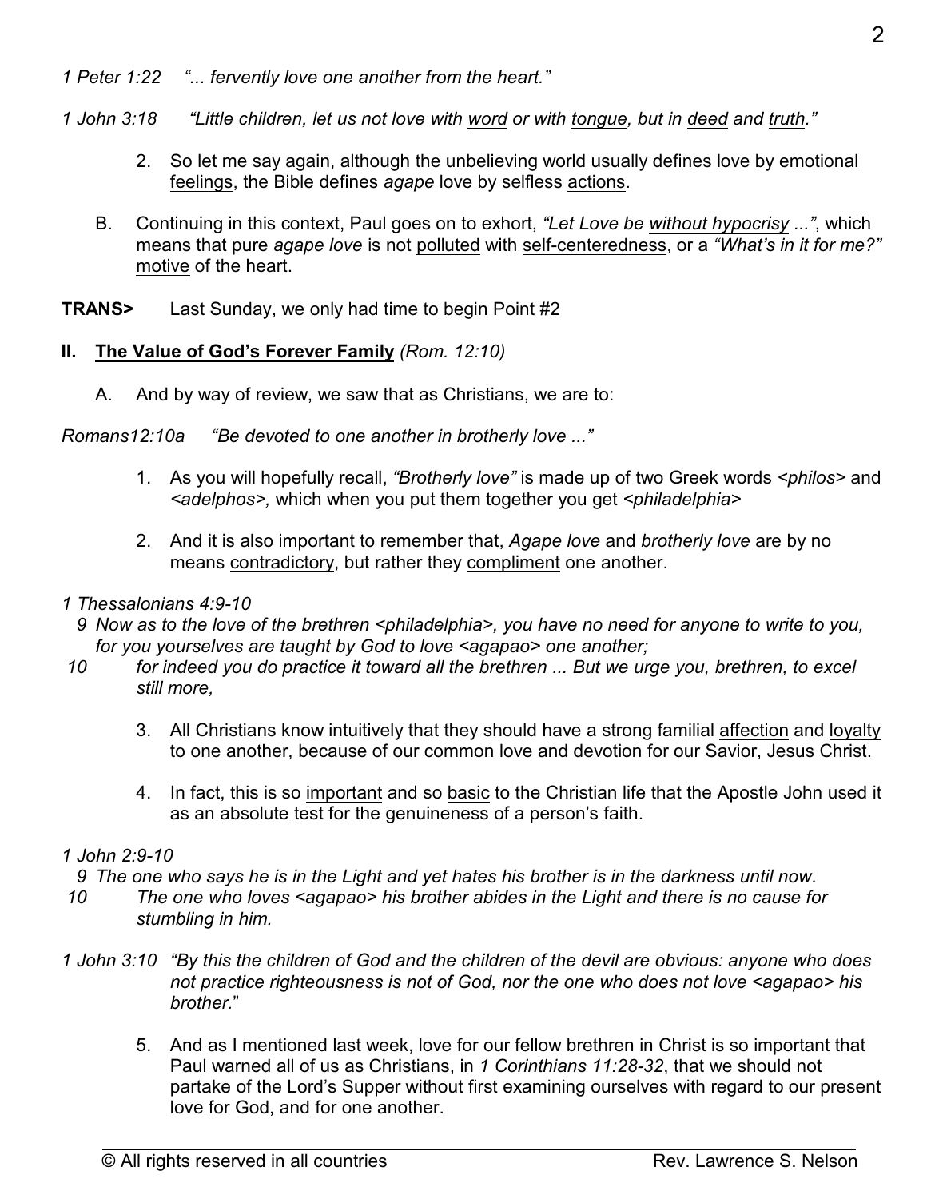*1 Peter 1:22 "... fervently love one another from the heart."*

*1 John 3:18 "Little children, let us not love with word or with tongue, but in deed and truth."*

2. So let me say again, although the unbelieving world usually defines love by emotional feelings, the Bible defines *agape* love by selfless actions.

B. Continuing in this context, Paul goes on to exhort, *"Let Love be without hypocrisy ..."*, which means that pure *agape love* is not polluted with self-centeredness, or a *"What's in it for me?"* motive of the heart.

**TRANS>** Last Sunday, we only had time to begin Point #2

## II. The Value of God's Forever Family *(Rom. 12:10)*

A. And by way of review, we saw that as Christians, we are to:

*Romans12:10a "Be devoted to one another in brotherly love ..."*

1. As you will hopefully recall, *"Brotherly love"* is made up of two Greek words *<philos>* and *<adelphos>,* which when you put them together you get *<philadelphia>*

2. And it is also important to remember that, *Agape love* and *brotherly love* are by no means contradictory, but rather they compliment one another.

*1 Thessalonians 4:9-10*

*9 Now as to the love of the brethren <philadelphia>, you have no need for anyone to write to you, for you yourselves are taught by God to love <agapao> one another;*

*10 for indeed you do practice it toward all the brethren ... But we urge you, brethren, to excel still more,*

3. All Christians know intuitively that they should have a strong familial affection and loyalty to one another, because of our common love and devotion for our Savior, Jesus Christ.

4. In fact, this is so important and so basic to the Christian life that the Apostle John used it as an absolute test for the genuineness of a person's faith.

*1 John 2:9-10*

*9 The one who says he is in the Light and yet hates his brother is in the darkness until now.*

*10 The one who loves <agapao> his brother abides in the Light and there is no cause for stumbling in him.*

*1 John 3:10 "By this the children of God and the children of the devil are obvious: anyone who does not practice righteousness is not of God, nor the one who does not love <agapao> his brother."*

5. And as I mentioned last week, love for our fellow brethren in Christ is so important that Paul warned all of us as Christians, in *1 Corinthians 11:28-32*, that we should not partake of the Lord's Supper without first examining ourselves with regard to our present love for God, and for one another.

© All rights reserved in all countries Rev. Lawrence S. Nelson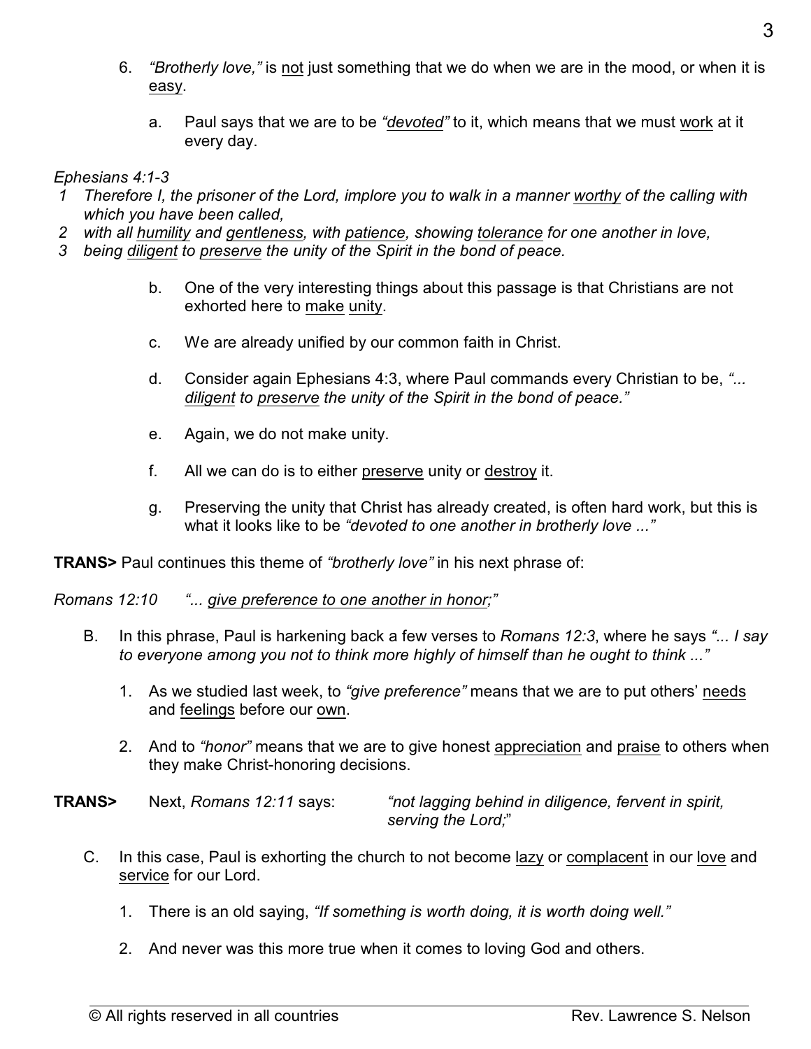6. *"Brotherly love,"* is not just something that we do when we are in the mood, or when it is easy.

   a. Paul says that we are to be *"devoted"* to it, which means that we must work at it every day.

*Ephesians 4:1-3*
*1 Therefore I, the prisoner of the Lord, implore you to walk in a manner worthy of the calling with which you have been called,*
*2 with all humility and gentleness, with patience, showing tolerance for one another in love,*
*3 being diligent to preserve the unity of the Spirit in the bond of peace.*

   b. One of the very interesting things about this passage is that Christians are not exhorted here to make unity.

   c. We are already unified by our common faith in Christ.

   d. Consider again Ephesians 4:3, where Paul commands every Christian to be, *"... diligent to preserve the unity of the Spirit in the bond of peace."*

   e. Again, we do not make unity.

   f. All we can do is to either preserve unity or destroy it.

   g. Preserving the unity that Christ has already created, is often hard work, but this is what it looks like to be *"devoted to one another in brotherly love ..."*

**TRANS>** Paul continues this theme of *"brotherly love"* in his next phrase of:

*Romans 12:10 "... give preference to one another in honor;"*

B. In this phrase, Paul is harkening back a few verses to *Romans 12:3*, where he says *"... I say to everyone among you not to think more highly of himself than he ought to think ..."*

   1. As we studied last week, to *"give preference"* means that we are to put others' needs and feelings before our own.

   2. And to *"honor"* means that we are to give honest appreciation and praise to others when they make Christ-honoring decisions.

**TRANS>** Next, *Romans 12:11* says: *"not lagging behind in diligence, fervent in spirit, serving the Lord;"*

C. In this case, Paul is exhorting the church to not become lazy or complacent in our love and service for our Lord.

   1. There is an old saying, *"If something is worth doing, it is worth doing well."*

   2. And never was this more true when it comes to loving God and others.

© All rights reserved in all countries Rev. Lawrence S. Nelson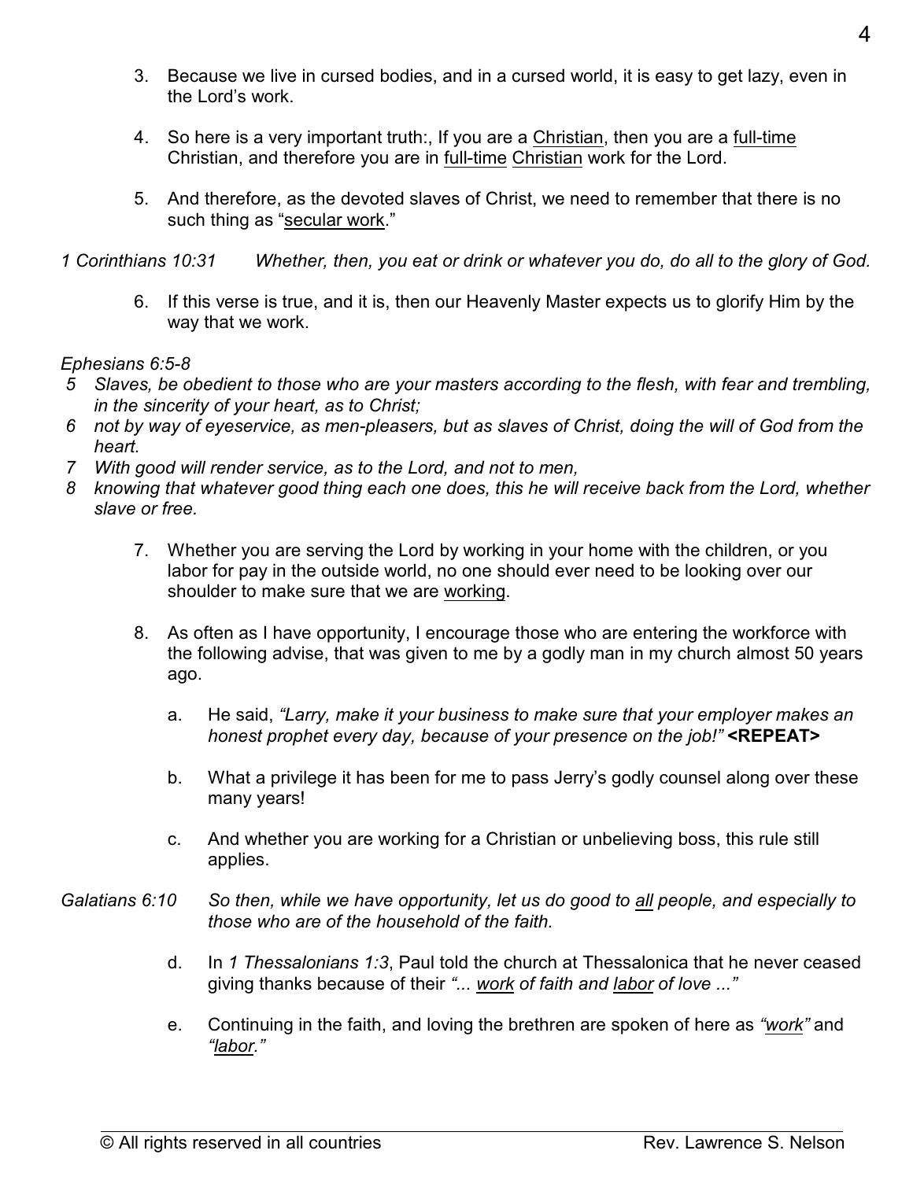3. Because we live in cursed bodies, and in a cursed world, it is easy to get lazy, even in the Lord's work.

4. So here is a very important truth:, If you are a <u>Christian</u>, then you are a <u>full-time</u> Christian, and therefore you are in <u>full-time</u> <u>Christian</u> work for the Lord.

5. And therefore, as the devoted slaves of Christ, we need to remember that there is no such thing as "<u>secular work</u>."

*1 Corinthians 10:31 Whether, then, you eat or drink or whatever you do, do all to the glory of God.*

6. If this verse is true, and it is, then our Heavenly Master expects us to glorify Him by the way that we work.

*Ephesians 6:5-8*
*5 Slaves, be obedient to those who are your masters according to the flesh, with fear and trembling, in the sincerity of your heart, as to Christ;*
*6 not by way of eyeservice, as men-pleasers, but as slaves of Christ, doing the will of God from the heart.*
*7 With good will render service, as to the Lord, and not to men,*
*8 knowing that whatever good thing each one does, this he will receive back from the Lord, whether slave or free.*

7. Whether you are serving the Lord by working in your home with the children, or you labor for pay in the outside world, no one should ever need to be looking over our shoulder to make sure that we are <u>working</u>.

8. As often as I have opportunity, I encourage those who are entering the workforce with the following advise, that was given to me by a godly man in my church almost 50 years ago.

   a. He said, *"Larry, make it your business to make sure that your employer makes an honest prophet every day, because of your presence on the job!"* **<REPEAT>**

   b. What a privilege it has been for me to pass Jerry's godly counsel along over these many years!

   c. And whether you are working for a Christian or unbelieving boss, this rule still applies.

*Galatians 6:10 So then, while we have opportunity, let us do good to <u>all</u> people, and especially to those who are of the household of the faith.*

   d. In *1 Thessalonians 1:3*, Paul told the church at Thessalonica that he never ceased giving thanks because of their *"... <u>work</u> of faith and <u>labor</u> of love ..."*

   e. Continuing in the faith, and loving the brethren are spoken of here as *"<u>work</u>"* and *"<u>labor</u>."*

© All rights reserved in all countries Rev. Lawrence S. Nelson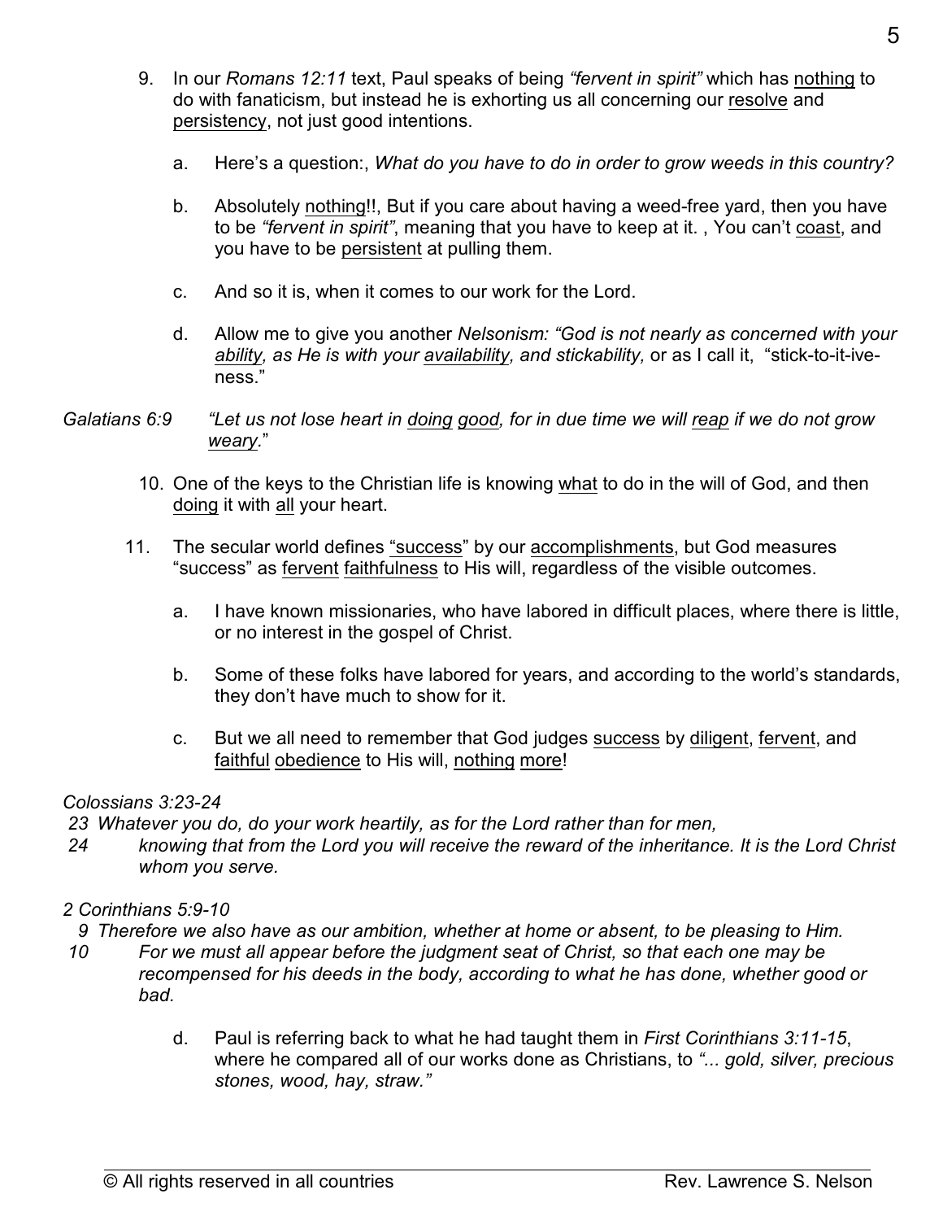9. In our *Romans 12:11* text, Paul speaks of being *“fervent in spirit”* which has nothing to do with fanaticism, but instead he is exhorting us all concerning our resolve and persistency, not just good intentions.

    a. Here’s a question:, *What do you have to do in order to grow weeds in this country?*

    b. Absolutely nothing!!, But if you care about having a weed-free yard, then you have to be *“fervent in spirit”*, meaning that you have to keep at it. , You can’t coast, and you have to be persistent at pulling them.

    c. And so it is, when it comes to our work for the Lord.

    d. Allow me to give you another *Nelsonism: “God is not nearly as concerned with your ability, as He is with your availability, and stickability,* or as I call it, “stick-to-it-ive-ness.”

*Galatians 6:9* *“Let us not lose heart in doing good, for in due time we will reap if we do not grow weary.”*

10. One of the keys to the Christian life is knowing what to do in the will of God, and then doing it with all your heart.

11. The secular world defines “success” by our accomplishments, but God measures “success” as fervent faithfulness to His will, regardless of the visible outcomes.

    a. I have known missionaries, who have labored in difficult places, where there is little, or no interest in the gospel of Christ.

    b. Some of these folks have labored for years, and according to the world’s standards, they don’t have much to show for it.

    c. But we all need to remember that God judges success by diligent, fervent, and faithful obedience to His will, nothing more!

*Colossians 3:23-24*

*23 Whatever you do, do your work heartily, as for the Lord rather than for men,*

*24 knowing that from the Lord you will receive the reward of the inheritance. It is the Lord Christ whom you serve.*

*2 Corinthians 5:9-10*

*9 Therefore we also have as our ambition, whether at home or absent, to be pleasing to Him.*

*10 For we must all appear before the judgment seat of Christ, so that each one may be recompensed for his deeds in the body, according to what he has done, whether good or bad.*

    d. Paul is referring back to what he had taught them in *First Corinthians 3:11-15*, where he compared all of our works done as Christians, to *“... gold, silver, precious stones, wood, hay, straw.”*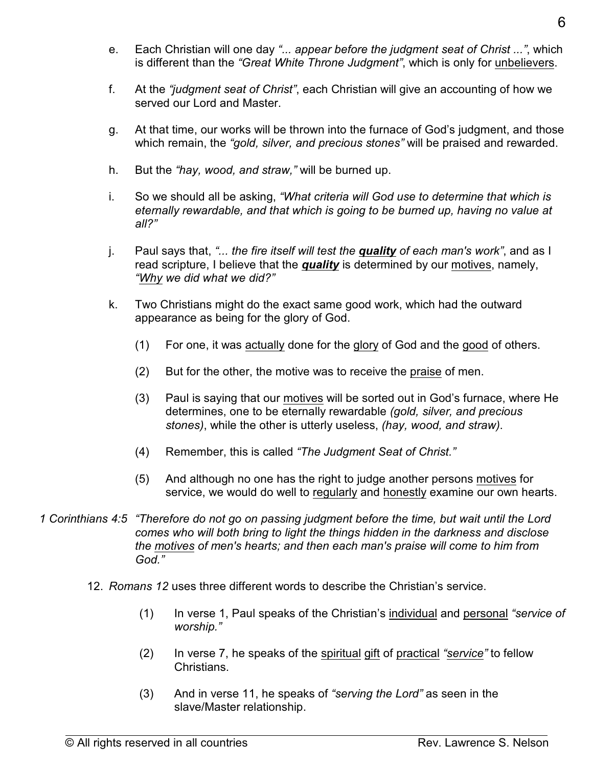e. Each Christian will one day *"... appear before the judgment seat of Christ ..."*, which is different than the *"Great White Throne Judgment"*, which is only for <u>unbelievers</u>.

f. At the *"judgment seat of Christ"*, each Christian will give an accounting of how we served our Lord and Master.

g. At that time, our works will be thrown into the furnace of God's judgment, and those which remain, the *"gold, silver, and precious stones"* will be praised and rewarded.

h. But the *"hay, wood, and straw,"* will be burned up.

i. So we should all be asking, *"What criteria will God use to determine that which is eternally rewardable, and that which is going to be burned up, having no value at all?"*

j. Paul says that, *"... the fire itself will test the **<u>quality</u>** of each man's work"*, and as I read scripture, I believe that the ***<u>quality</u>*** is determined by our <u>motives</u>, namely, *"<u>Why</u> we did what we did?"*

k. Two Christians might do the exact same good work, which had the outward appearance as being for the glory of God.

   (1) For one, it was <u>actually</u> done for the <u>glory</u> of God and the <u>good</u> of others.

   (2) But for the other, the motive was to receive the <u>praise</u> of men.

   (3) Paul is saying that our <u>motives</u> will be sorted out in God's furnace, where He determines, one to be eternally rewardable *(gold, silver, and precious stones)*, while the other is utterly useless, *(hay, wood, and straw)*.

   (4) Remember, this is called *"The Judgment Seat of Christ."*

   (5) And although no one has the right to judge another persons <u>motives</u> for service, we would do well to <u>regularly</u> and <u>honestly</u> examine our own hearts.

*1 Corinthians 4:5* *"Therefore do not go on passing judgment before the time, but wait until the Lord comes who will both bring to light the things hidden in the darkness and disclose the <u>motives</u> of men's hearts; and then each man's praise will come to him from God."*

12. *Romans 12* uses three different words to describe the Christian's service.

   (1) In verse 1, Paul speaks of the Christian's <u>individual</u> and <u>personal</u> *"service of worship."*

   (2) In verse 7, he speaks of the <u>spiritual</u> <u>gift</u> of <u>practical</u> *"<u>service</u>"* to fellow Christians.

   (3) And in verse 11, he speaks of *"serving the Lord"* as seen in the slave/Master relationship.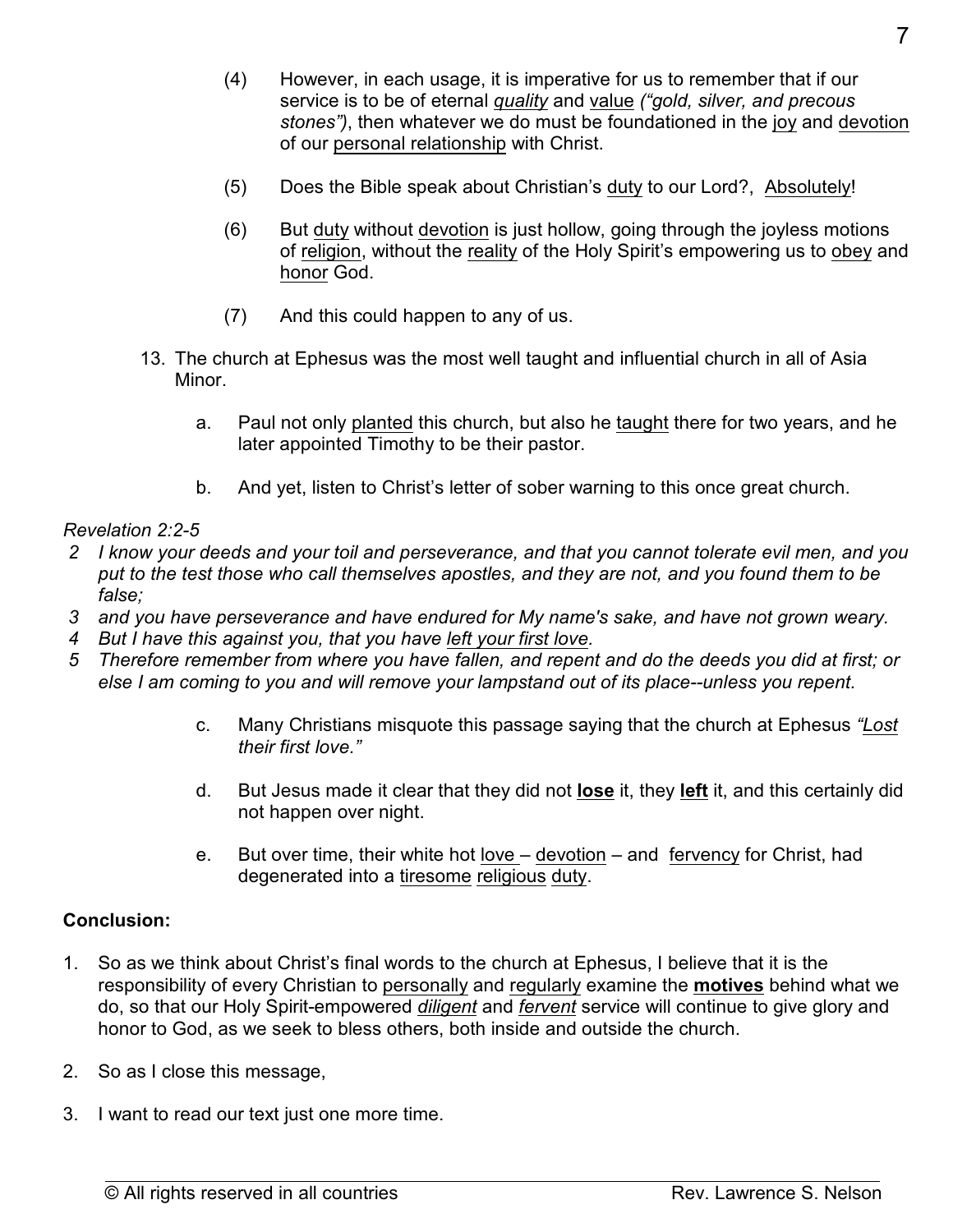(4) However, in each usage, it is imperative for us to remember that if our service is to be of eternal *quality* and value *("gold, silver, and precous stones")*, then whatever we do must be foundationed in the joy and devotion of our personal relationship with Christ.

(5) Does the Bible speak about Christian's duty to our Lord?, Absolutely!

(6) But duty without devotion is just hollow, going through the joyless motions of religion, without the reality of the Holy Spirit's empowering us to obey and honor God.

(7) And this could happen to any of us.

13. The church at Ephesus was the most well taught and influential church in all of Asia Minor.

    a. Paul not only planted this church, but also he taught there for two years, and he later appointed Timothy to be their pastor.

    b. And yet, listen to Christ's letter of sober warning to this once great church.

*Revelation 2:2-5*

*2 I know your deeds and your toil and perseverance, and that you cannot tolerate evil men, and you put to the test those who call themselves apostles, and they are not, and you found them to be false;*

*3 and you have perseverance and have endured for My name's sake, and have not grown weary.*

*4 But I have this against you, that you have left your first love.*

*5 Therefore remember from where you have fallen, and repent and do the deeds you did at first; or else I am coming to you and will remove your lampstand out of its place--unless you repent.*

c. Many Christians misquote this passage saying that the church at Ephesus *"Lost their first love."*

d. But Jesus made it clear that they did not **lose** it, they **left** it, and this certainly did not happen over night.

e. But over time, their white hot love – devotion – and fervency for Christ, had degenerated into a tiresome religious duty.

**Conclusion:**

1. So as we think about Christ's final words to the church at Ephesus, I believe that it is the responsibility of every Christian to personally and regularly examine the **motives** behind what we do, so that our Holy Spirit-empowered *diligent* and *fervent* service will continue to give glory and honor to God, as we seek to bless others, both inside and outside the church.

2. So as I close this message,

3. I want to read our text just one more time.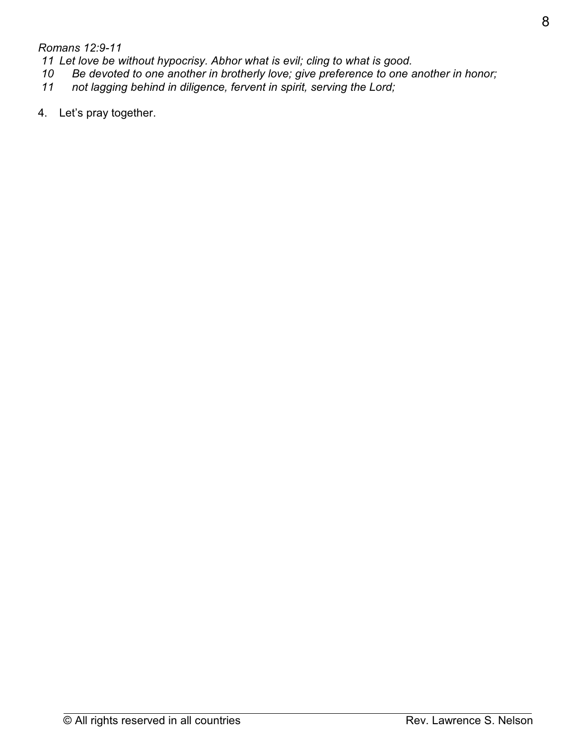*Romans 12:9-11*

*11 Let love be without hypocrisy. Abhor what is evil; cling to what is good.*
*10 Be devoted to one another in brotherly love; give preference to one another in honor;*
*11 not lagging behind in diligence, fervent in spirit, serving the Lord;*

4. Let's pray together.

© All rights reserved in all countries — Rev. Lawrence S. Nelson